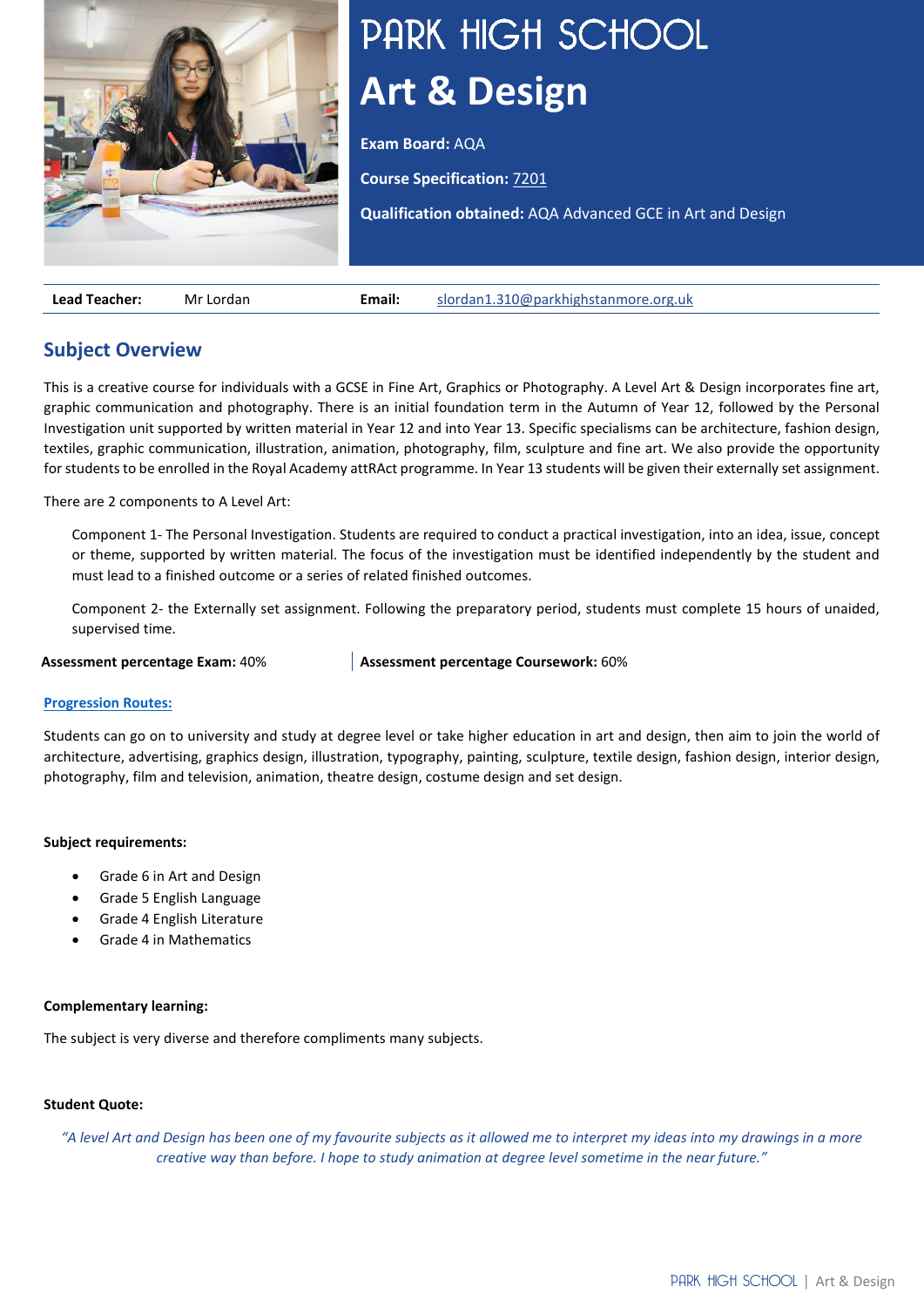# PARK HIGH SCHOOL

# Art & Design

**Exam Board:** AQA

**Course Specification:** 7201

**Qualification obtained:** AQA Advanced GCE in Art and Design

| **Lead Teacher:** | Mr Lordan | **Email:** | slordan1.310@parkhighstanmore.org.uk |
|---|---|---|---|

## Subject Overview

This is a creative course for individuals with a GCSE in Fine Art, Graphics or Photography. A Level Art & Design incorporates fine art, graphic communication and photography. There is an initial foundation term in the Autumn of Year 12, followed by the Personal Investigation unit supported by written material in Year 12 and into Year 13. Specific specialisms can be architecture, fashion design, textiles, graphic communication, illustration, animation, photography, film, sculpture and fine art. We also provide the opportunity for students to be enrolled in the Royal Academy attRAct programme. In Year 13 students will be given their externally set assignment.

There are 2 components to A Level Art:

Component 1- The Personal Investigation. Students are required to conduct a practical investigation, into an idea, issue, concept or theme, supported by written material. The focus of the investigation must be identified independently by the student and must lead to a finished outcome or a series of related finished outcomes.

Component 2- the Externally set assignment. Following the preparatory period, students must complete 15 hours of unaided, supervised time.

**Assessment percentage Exam:** 40% | **Assessment percentage Coursework:** 60%

**Progression Routes:**

Students can go on to university and study at degree level or take higher education in art and design, then aim to join the world of architecture, advertising, graphics design, illustration, typography, painting, sculpture, textile design, fashion design, interior design, photography, film and television, animation, theatre design, costume design and set design.

**Subject requirements:**

- Grade 6 in Art and Design
- Grade 5 English Language
- Grade 4 English Literature
- Grade 4 in Mathematics

**Complementary learning:**

The subject is very diverse and therefore compliments many subjects.

**Student Quote:**

*"A level Art and Design has been one of my favourite subjects as it allowed me to interpret my ideas into my drawings in a more creative way than before. I hope to study animation at degree level sometime in the near future."*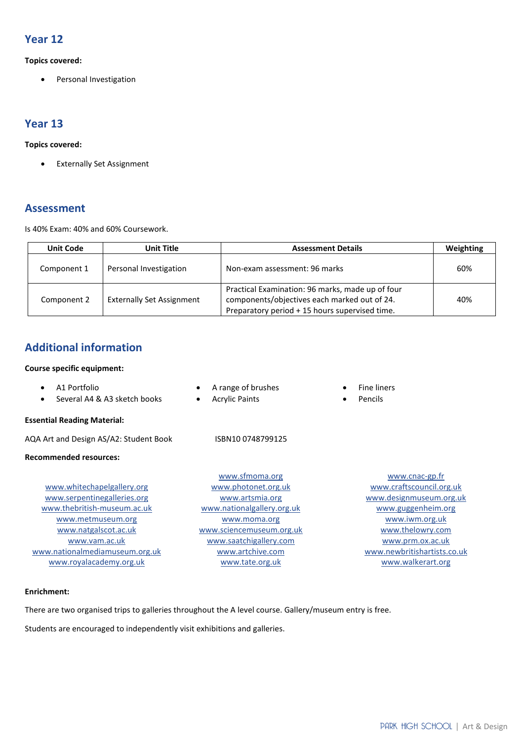## Year 12

**Topics covered:**

- Personal Investigation

## Year 13

**Topics covered:**

- Externally Set Assignment

## Assessment

Is 40% Exam: 40% and 60% Coursework.

| Unit Code | Unit Title | Assessment Details | Weighting |
|---|---|---|---|
| Component 1 | Personal Investigation | Non-exam assessment: 96 marks | 60% |
| Component 2 | Externally Set Assignment | Practical Examination: 96 marks, made up of four components/objectives each marked out of 24. Preparatory period + 15 hours supervised time. | 40% |

## Additional information

**Course specific equipment:**

- A1 Portfolio
- Several A4 & A3 sketch books
- A range of brushes
- Acrylic Paints
- Fine liners
- Pencils

**Essential Reading Material:**

AQA Art and Design AS/A2: Student Book ISBN10 0748799125

**Recommended resources:**

www.whitechapelgallery.org
www.serpentinegalleries.org
www.thebritish-museum.ac.uk
www.metmuseum.org
www.natgalscot.ac.uk
www.vam.ac.uk
www.nationalmediamuseum.org.uk
www.royalacademy.org.uk

www.sfmoma.org
www.photonet.org.uk
www.artsmia.org
www.nationalgallery.org.uk
www.moma.org
www.sciencemuseum.org.uk
www.saatchigallery.com
www.artchive.com
www.tate.org.uk

www.cnac-gp.fr
www.craftscouncil.org.uk
www.designmuseum.org.uk
www.guggenheim.org
www.iwm.org.uk
www.thelowry.com
www.prm.ox.ac.uk
www.newbritishartists.co.uk
www.walkerart.org

**Enrichment:**

There are two organised trips to galleries throughout the A level course. Gallery/museum entry is free.

Students are encouraged to independently visit exhibitions and galleries.